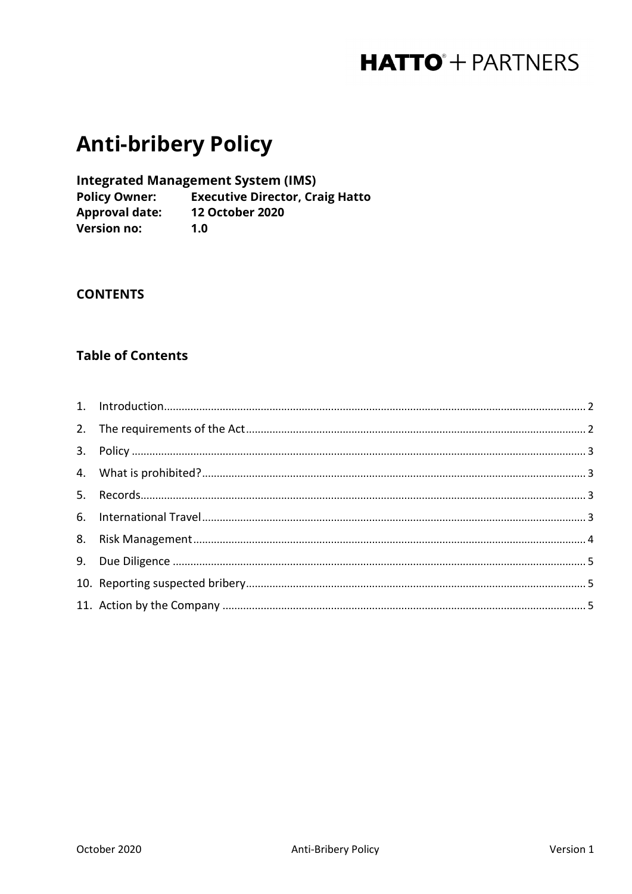**HATTO + PARTNERS**

# Anti-bribery Policy

**Integrated Management System (IMS)**

**Policy Owner:** **Executive Director, Craig Hatto**
**Approval date:** **12 October 2020**
**Version no:** **1.0**

## CONTENTS

## Table of Contents

1. Introduction ........ 2
2. The requirements of the Act ........ 2
3. Policy ........ 3
4. What is prohibited? ........ 3
5. Records ........ 3
6. International Travel ........ 3
8. Risk Management ........ 4
9. Due Diligence ........ 5
10. Reporting suspected bribery ........ 5
11. Action by the Company ........ 5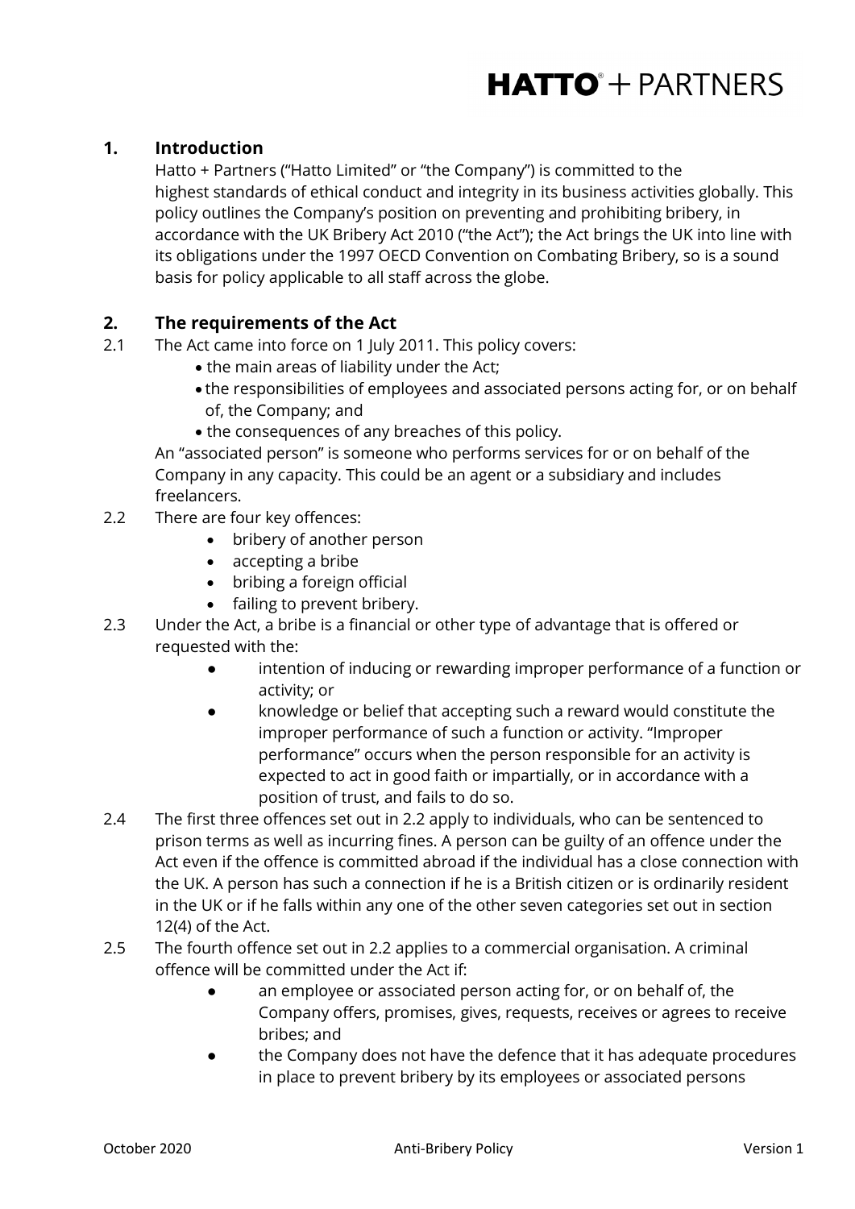## 1. Introduction

Hatto + Partners ("Hatto Limited" or "the Company") is committed to the highest standards of ethical conduct and integrity in its business activities globally. This policy outlines the Company's position on preventing and prohibiting bribery, in accordance with the UK Bribery Act 2010 ("the Act"); the Act brings the UK into line with its obligations under the 1997 OECD Convention on Combating Bribery, so is a sound basis for policy applicable to all staff across the globe.

## 2. The requirements of the Act

2.1 The Act came into force on 1 July 2011. This policy covers:

- the main areas of liability under the Act;
- the responsibilities of employees and associated persons acting for, or on behalf of, the Company; and
- the consequences of any breaches of this policy.

An "associated person" is someone who performs services for or on behalf of the Company in any capacity. This could be an agent or a subsidiary and includes freelancers.

2.2 There are four key offences:

- bribery of another person
- accepting a bribe
- bribing a foreign official
- failing to prevent bribery.

2.3 Under the Act, a bribe is a financial or other type of advantage that is offered or requested with the:

- intention of inducing or rewarding improper performance of a function or activity; or
- knowledge or belief that accepting such a reward would constitute the improper performance of such a function or activity. "Improper performance" occurs when the person responsible for an activity is expected to act in good faith or impartially, or in accordance with a position of trust, and fails to do so.

2.4 The first three offences set out in 2.2 apply to individuals, who can be sentenced to prison terms as well as incurring fines. A person can be guilty of an offence under the Act even if the offence is committed abroad if the individual has a close connection with the UK. A person has such a connection if he is a British citizen or is ordinarily resident in the UK or if he falls within any one of the other seven categories set out in section 12(4) of the Act.

2.5 The fourth offence set out in 2.2 applies to a commercial organisation. A criminal offence will be committed under the Act if:

- an employee or associated person acting for, or on behalf of, the Company offers, promises, gives, requests, receives or agrees to receive bribes; and
- the Company does not have the defence that it has adequate procedures in place to prevent bribery by its employees or associated persons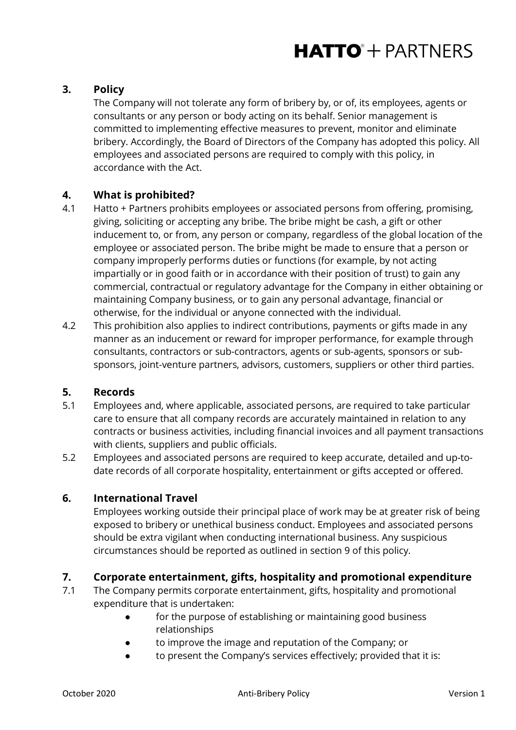## 3. Policy

The Company will not tolerate any form of bribery by, or of, its employees, agents or consultants or any person or body acting on its behalf. Senior management is committed to implementing effective measures to prevent, monitor and eliminate bribery. Accordingly, the Board of Directors of the Company has adopted this policy. All employees and associated persons are required to comply with this policy, in accordance with the Act.

## 4. What is prohibited?

4.1 Hatto + Partners prohibits employees or associated persons from offering, promising, giving, soliciting or accepting any bribe. The bribe might be cash, a gift or other inducement to, or from, any person or company, regardless of the global location of the employee or associated person. The bribe might be made to ensure that a person or company improperly performs duties or functions (for example, by not acting impartially or in good faith or in accordance with their position of trust) to gain any commercial, contractual or regulatory advantage for the Company in either obtaining or maintaining Company business, or to gain any personal advantage, financial or otherwise, for the individual or anyone connected with the individual.

4.2 This prohibition also applies to indirect contributions, payments or gifts made in any manner as an inducement or reward for improper performance, for example through consultants, contractors or sub-contractors, agents or sub-agents, sponsors or sub-sponsors, joint-venture partners, advisors, customers, suppliers or other third parties.

## 5. Records

5.1 Employees and, where applicable, associated persons, are required to take particular care to ensure that all company records are accurately maintained in relation to any contracts or business activities, including financial invoices and all payment transactions with clients, suppliers and public officials.

5.2 Employees and associated persons are required to keep accurate, detailed and up-to-date records of all corporate hospitality, entertainment or gifts accepted or offered.

## 6. International Travel

Employees working outside their principal place of work may be at greater risk of being exposed to bribery or unethical business conduct. Employees and associated persons should be extra vigilant when conducting international business. Any suspicious circumstances should be reported as outlined in section 9 of this policy.

## 7. Corporate entertainment, gifts, hospitality and promotional expenditure

7.1 The Company permits corporate entertainment, gifts, hospitality and promotional expenditure that is undertaken:

- for the purpose of establishing or maintaining good business relationships
- to improve the image and reputation of the Company; or
- to present the Company's services effectively; provided that it is: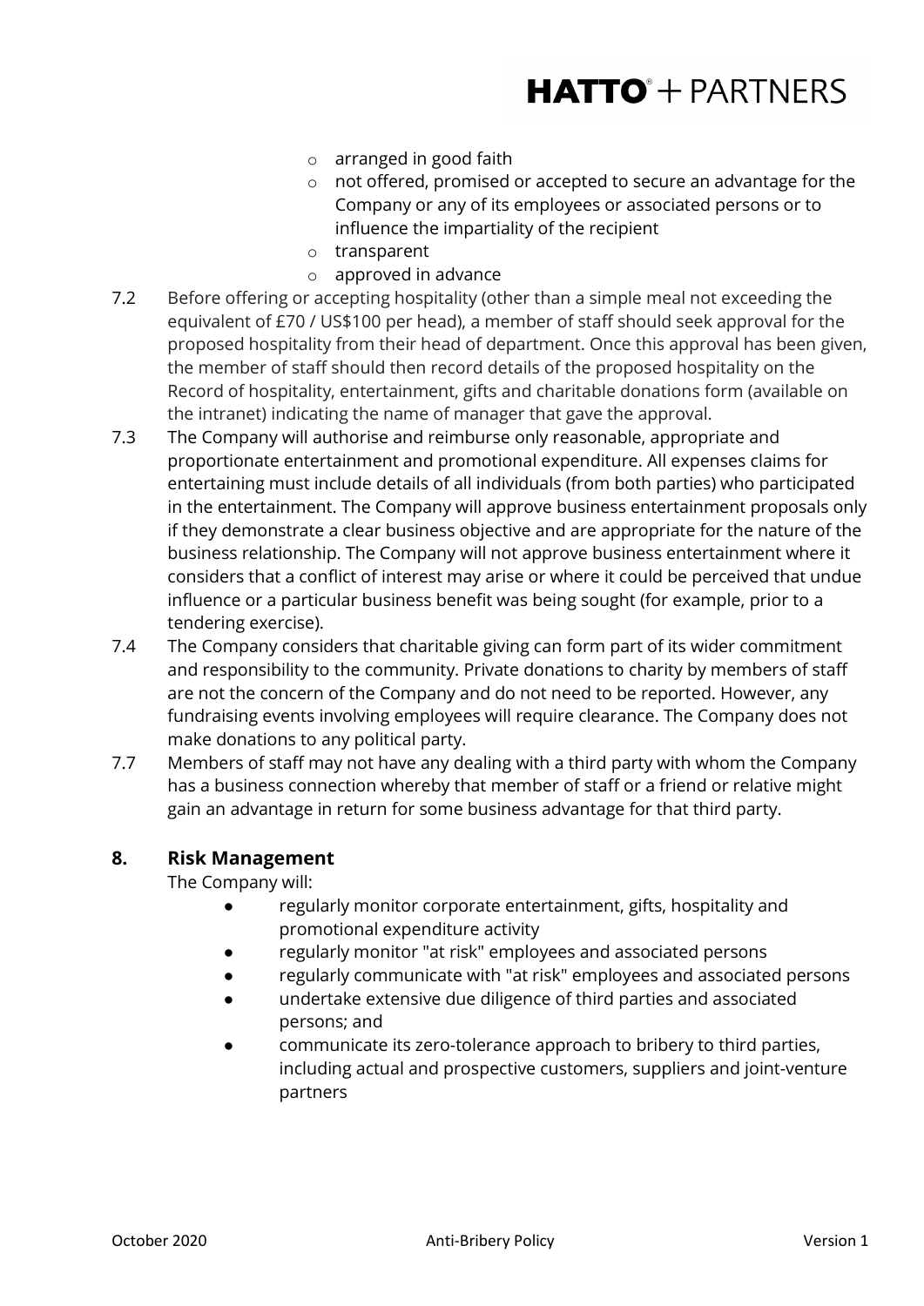- arranged in good faith
- not offered, promised or accepted to secure an advantage for the Company or any of its employees or associated persons or to influence the impartiality of the recipient
- transparent
- approved in advance

7.2 Before offering or accepting hospitality (other than a simple meal not exceeding the equivalent of £70 / US$100 per head), a member of staff should seek approval for the proposed hospitality from their head of department. Once this approval has been given, the member of staff should then record details of the proposed hospitality on the Record of hospitality, entertainment, gifts and charitable donations form (available on the intranet) indicating the name of manager that gave the approval.

7.3 The Company will authorise and reimburse only reasonable, appropriate and proportionate entertainment and promotional expenditure. All expenses claims for entertaining must include details of all individuals (from both parties) who participated in the entertainment. The Company will approve business entertainment proposals only if they demonstrate a clear business objective and are appropriate for the nature of the business relationship. The Company will not approve business entertainment where it considers that a conflict of interest may arise or where it could be perceived that undue influence or a particular business benefit was being sought (for example, prior to a tendering exercise).

7.4 The Company considers that charitable giving can form part of its wider commitment and responsibility to the community. Private donations to charity by members of staff are not the concern of the Company and do not need to be reported. However, any fundraising events involving employees will require clearance. The Company does not make donations to any political party.

7.7 Members of staff may not have any dealing with a third party with whom the Company has a business connection whereby that member of staff or a friend or relative might gain an advantage in return for some business advantage for that third party.

## 8. Risk Management

The Company will:

- regularly monitor corporate entertainment, gifts, hospitality and promotional expenditure activity
- regularly monitor "at risk" employees and associated persons
- regularly communicate with "at risk" employees and associated persons
- undertake extensive due diligence of third parties and associated persons; and
- communicate its zero-tolerance approach to bribery to third parties, including actual and prospective customers, suppliers and joint-venture partners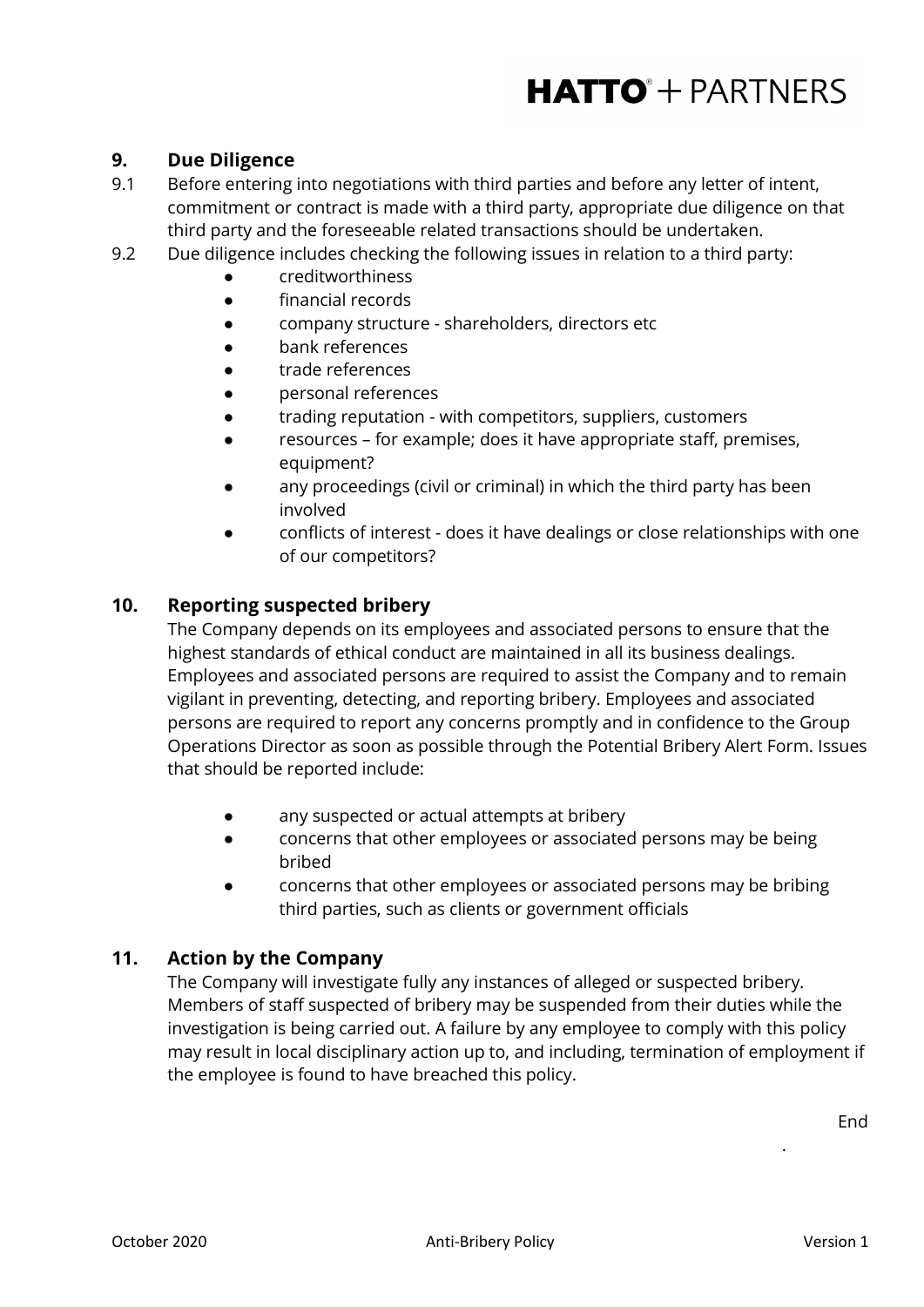## 9. Due Diligence

9.1 Before entering into negotiations with third parties and before any letter of intent, commitment or contract is made with a third party, appropriate due diligence on that third party and the foreseeable related transactions should be undertaken.

9.2 Due diligence includes checking the following issues in relation to a third party:

- creditworthiness
- financial records
- company structure - shareholders, directors etc
- bank references
- trade references
- personal references
- trading reputation - with competitors, suppliers, customers
- resources – for example; does it have appropriate staff, premises, equipment?
- any proceedings (civil or criminal) in which the third party has been involved
- conflicts of interest - does it have dealings or close relationships with one of our competitors?

## 10. Reporting suspected bribery

The Company depends on its employees and associated persons to ensure that the highest standards of ethical conduct are maintained in all its business dealings. Employees and associated persons are required to assist the Company and to remain vigilant in preventing, detecting, and reporting bribery. Employees and associated persons are required to report any concerns promptly and in confidence to the Group Operations Director as soon as possible through the Potential Bribery Alert Form. Issues that should be reported include:

- any suspected or actual attempts at bribery
- concerns that other employees or associated persons may be being bribed
- concerns that other employees or associated persons may be bribing third parties, such as clients or government officials

## 11. Action by the Company

The Company will investigate fully any instances of alleged or suspected bribery. Members of staff suspected of bribery may be suspended from their duties while the investigation is being carried out. A failure by any employee to comply with this policy may result in local disciplinary action up to, and including, termination of employment if the employee is found to have breached this policy.

End